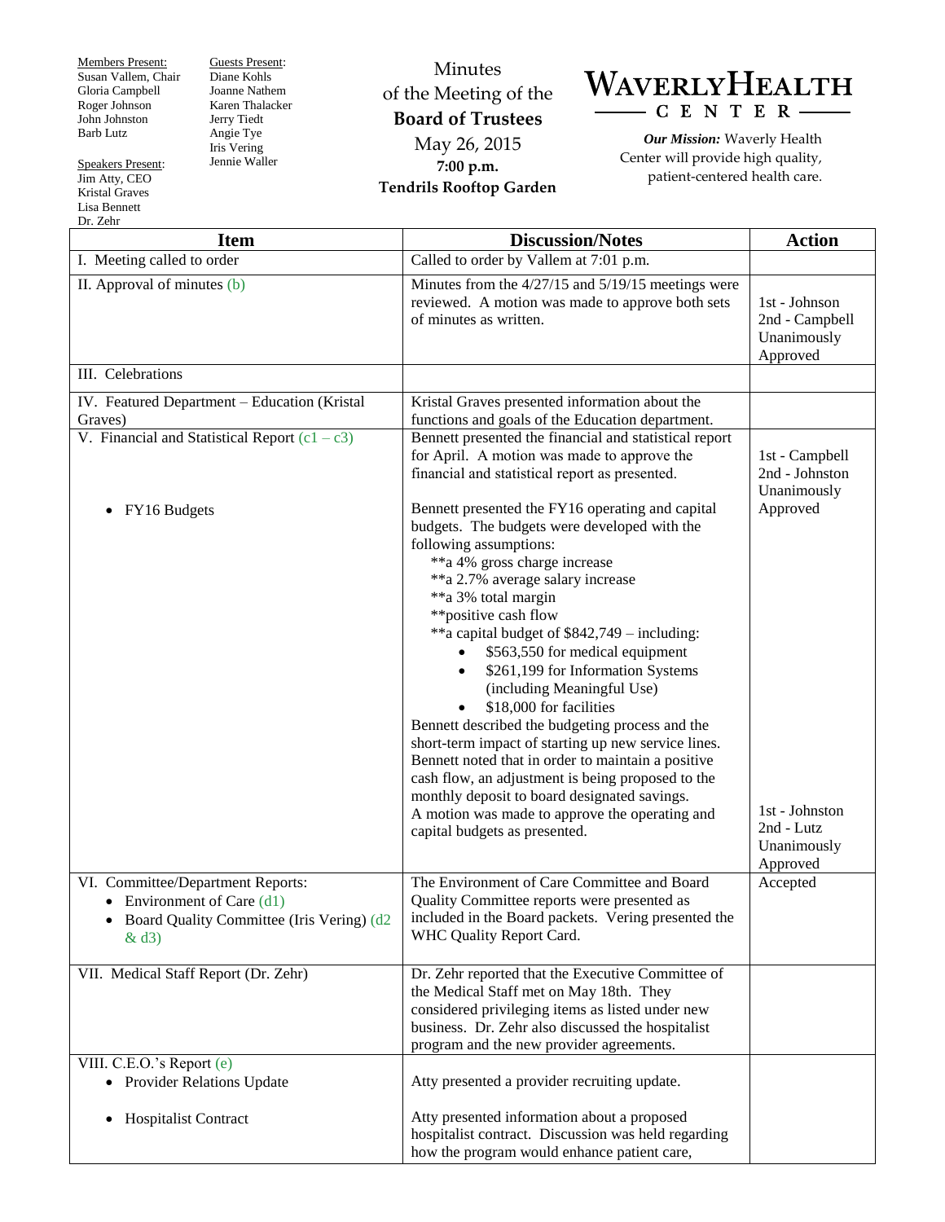Members Present:
Susan Vallem, Chair
Gloria Campbell
Roger Johnson
John Johnston
Barb Lutz

Guests Present:
Diane Kohls
Joanne Nathem
Karen Thalacker
Jerry Tiedt
Angie Tye
Iris Vering
Jennie Waller

Speakers Present:
Jim Atty, CEO
Kristal Graves
Lisa Bennett
Dr. Zehr

# Minutes of the Meeting of the Board of Trustees

May 26, 2015
**7:00 p.m.**
**Tendrils Rooftop Garden**

# WAVERLY HEALTH CENTER

***Our Mission:*** Waverly Health Center will provide high quality, patient-centered health care.

| Item | Discussion/Notes | Action |
|---|---|---|
| I. Meeting called to order | Called to order by Vallem at 7:01 p.m. | |
| II. Approval of minutes (b) | Minutes from the 4/27/15 and 5/19/15 meetings were reviewed. A motion was made to approve both sets of minutes as written. | 1st - Johnson<br>2nd - Campbell<br>Unanimously Approved |
| III. Celebrations | | |
| IV. Featured Department – Education (Kristal Graves) | Kristal Graves presented information about the functions and goals of the Education department. | |
| V. Financial and Statistical Report (c1 – c3)<br><br>• FY16 Budgets | Bennett presented the financial and statistical report for April. A motion was made to approve the financial and statistical report as presented.<br><br>Bennett presented the FY16 operating and capital budgets. The budgets were developed with the following assumptions:<br>**a 4% gross charge increase<br>**a 2.7% average salary increase<br>**a 3% total margin<br>**positive cash flow<br>**a capital budget of $842,749 – including:<br>• $563,550 for medical equipment<br>• $261,199 for Information Systems (including Meaningful Use)<br>• $18,000 for facilities<br>Bennett described the budgeting process and the short-term impact of starting up new service lines. Bennett noted that in order to maintain a positive cash flow, an adjustment is being proposed to the monthly deposit to board designated savings.<br>A motion was made to approve the operating and capital budgets as presented. | 1st - Campbell<br>2nd - Johnston<br>Unanimously Approved<br><br>1st - Johnston<br>2nd - Lutz<br>Unanimously Approved |
| VI. Committee/Department Reports:<br>• Environment of Care (d1)<br>• Board Quality Committee (Iris Vering) (d2 & d3) | The Environment of Care Committee and Board Quality Committee reports were presented as included in the Board packets. Vering presented the WHC Quality Report Card. | Accepted |
| VII. Medical Staff Report (Dr. Zehr) | Dr. Zehr reported that the Executive Committee of the Medical Staff met on May 18th. They considered privileging items as listed under new business. Dr. Zehr also discussed the hospitalist program and the new provider agreements. | |
| VIII. C.E.O.'s Report (e)<br>• Provider Relations Update<br><br>• Hospitalist Contract | Atty presented a provider recruiting update.<br><br>Atty presented information about a proposed hospitalist contract. Discussion was held regarding how the program would enhance patient care, | |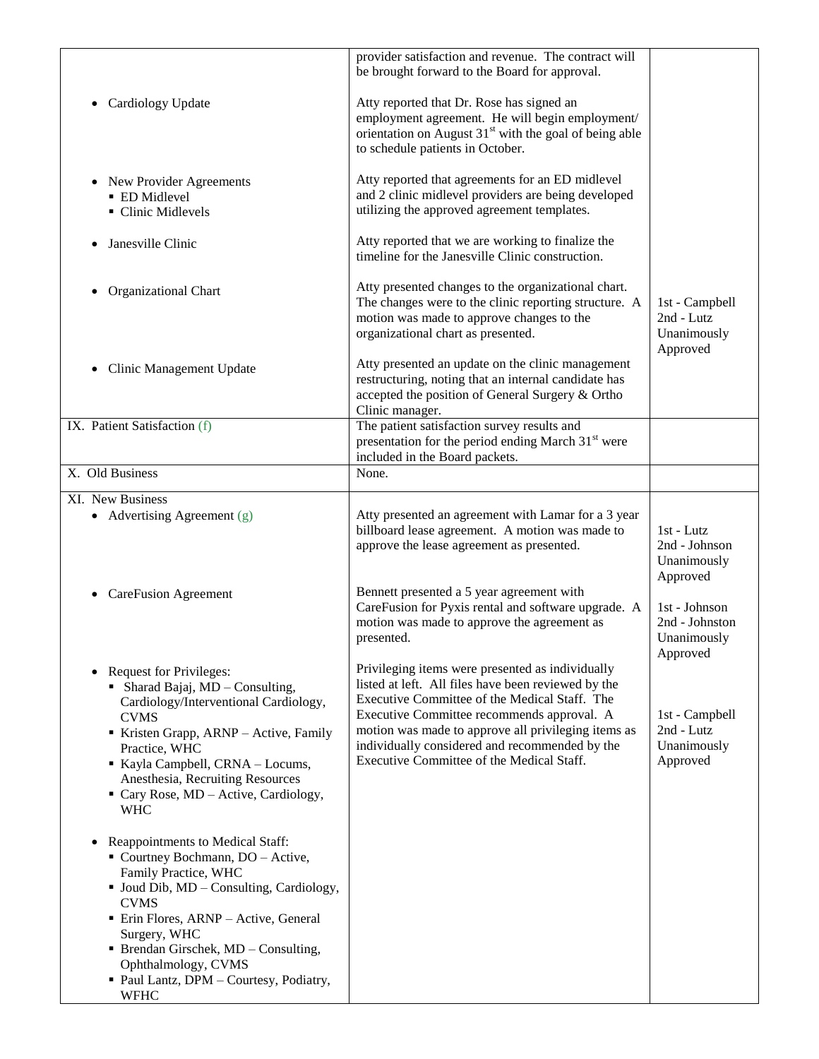| | | |
|---|---|---|
| | provider satisfaction and revenue. The contract will be brought forward to the Board for approval. | |
| • Cardiology Update | Atty reported that Dr. Rose has signed an employment agreement. He will begin employment/ orientation on August 31st with the goal of being able to schedule patients in October. | |
| • New Provider Agreements<br>▪ ED Midlevel<br>▪ Clinic Midlevels | Atty reported that agreements for an ED midlevel and 2 clinic midlevel providers are being developed utilizing the approved agreement templates. | |
| • Janesville Clinic | Atty reported that we are working to finalize the timeline for the Janesville Clinic construction. | |
| • Organizational Chart | Atty presented changes to the organizational chart. The changes were to the clinic reporting structure. A motion was made to approve changes to the organizational chart as presented. | 1st - Campbell<br>2nd - Lutz<br>Unanimously Approved |
| • Clinic Management Update | Atty presented an update on the clinic management restructuring, noting that an internal candidate has accepted the position of General Surgery & Ortho Clinic manager. | |
| IX. Patient Satisfaction (f) | The patient satisfaction survey results and presentation for the period ending March 31st were included in the Board packets. | |
| X. Old Business | None. | |
| XI. New Business<br>• Advertising Agreement (g) | Atty presented an agreement with Lamar for a 3 year billboard lease agreement. A motion was made to approve the lease agreement as presented. | 1st - Lutz<br>2nd - Johnson<br>Unanimously Approved |
| • CareFusion Agreement | Bennett presented a 5 year agreement with CareFusion for Pyxis rental and software upgrade. A motion was made to approve the agreement as presented. | 1st - Johnson<br>2nd - Johnston<br>Unanimously Approved |
| • Request for Privileges:<br>▪ Sharad Bajaj, MD – Consulting, Cardiology/Interventional Cardiology, CVMS<br>▪ Kristen Grapp, ARNP – Active, Family Practice, WHC<br>▪ Kayla Campbell, CRNA – Locums, Anesthesia, Recruiting Resources<br>▪ Cary Rose, MD – Active, Cardiology, WHC<br><br>• Reappointments to Medical Staff:<br>▪ Courtney Bochmann, DO – Active, Family Practice, WHC<br>▪ Joud Dib, MD – Consulting, Cardiology, CVMS<br>▪ Erin Flores, ARNP – Active, General Surgery, WHC<br>▪ Brendan Girschek, MD – Consulting, Ophthalmology, CVMS<br>▪ Paul Lantz, DPM – Courtesy, Podiatry, WFHC | Privileging items were presented as individually listed at left. All files have been reviewed by the Executive Committee of the Medical Staff. The Executive Committee recommends approval. A motion was made to approve all privileging items as individually considered and recommended by the Executive Committee of the Medical Staff. | 1st - Campbell<br>2nd - Lutz<br>Unanimously Approved |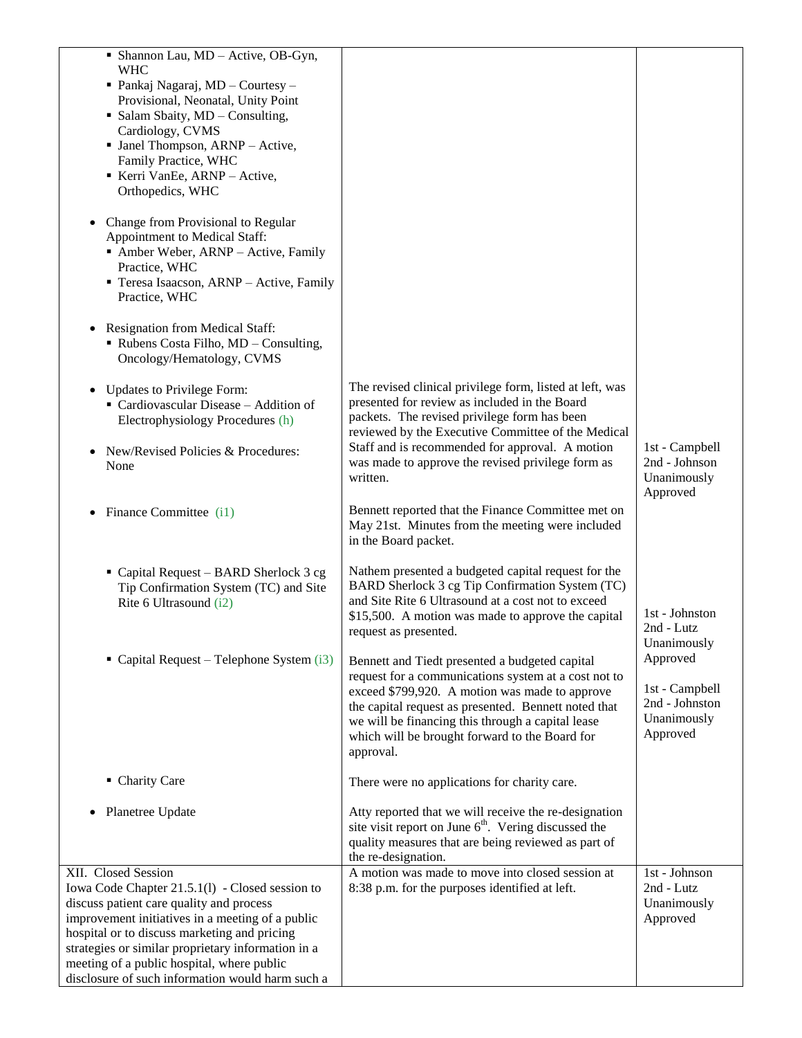| | | |
|---|---|---|
| ▪ Shannon Lau, MD – Active, OB-Gyn, WHC<br>▪ Pankaj Nagaraj, MD – Courtesy – Provisional, Neonatal, Unity Point<br>▪ Salam Sbaity, MD – Consulting, Cardiology, CVMS<br>▪ Janel Thompson, ARNP – Active, Family Practice, WHC<br>▪ Kerri VanEe, ARNP – Active, Orthopedics, WHC<br><br>• Change from Provisional to Regular Appointment to Medical Staff:<br>▪ Amber Weber, ARNP – Active, Family Practice, WHC<br>▪ Teresa Isaacson, ARNP – Active, Family Practice, WHC<br><br>• Resignation from Medical Staff:<br>▪ Rubens Costa Filho, MD – Consulting, Oncology/Hematology, CVMS | | |
| • Updates to Privilege Form:<br>▪ Cardiovascular Disease – Addition of Electrophysiology Procedures (h)<br><br>• New/Revised Policies & Procedures: None | The revised clinical privilege form, listed at left, was presented for review as included in the Board packets. The revised privilege form has been reviewed by the Executive Committee of the Medical Staff and is recommended for approval. A motion was made to approve the revised privilege form as written. | 1st - Campbell<br>2nd - Johnson<br>Unanimously Approved |
| • Finance Committee (i1) | Bennett reported that the Finance Committee met on May 21st. Minutes from the meeting were included in the Board packet. | |
| ▪ Capital Request – BARD Sherlock 3 cg Tip Confirmation System (TC) and Site Rite 6 Ultrasound (i2) | Nathem presented a budgeted capital request for the BARD Sherlock 3 cg Tip Confirmation System (TC) and Site Rite 6 Ultrasound at a cost not to exceed $15,500. A motion was made to approve the capital request as presented. | 1st - Johnston<br>2nd - Lutz<br>Unanimously Approved |
| ▪ Capital Request – Telephone System (i3) | Bennett and Tiedt presented a budgeted capital request for a communications system at a cost not to exceed $799,920. A motion was made to approve the capital request as presented. Bennett noted that we will be financing this through a capital lease which will be brought forward to the Board for approval. | 1st - Campbell<br>2nd - Johnston<br>Unanimously Approved |
| ▪ Charity Care | There were no applications for charity care. | |
| • Planetree Update | Atty reported that we will receive the re-designation site visit report on June 6th. Vering discussed the quality measures that are being reviewed as part of the re-designation. | |
| XII. Closed Session<br>Iowa Code Chapter 21.5.1(l) - Closed session to discuss patient care quality and process improvement initiatives in a meeting of a public hospital or to discuss marketing and pricing strategies or similar proprietary information in a meeting of a public hospital, where public disclosure of such information would harm such a | A motion was made to move into closed session at 8:38 p.m. for the purposes identified at left. | 1st - Johnson<br>2nd - Lutz<br>Unanimously Approved |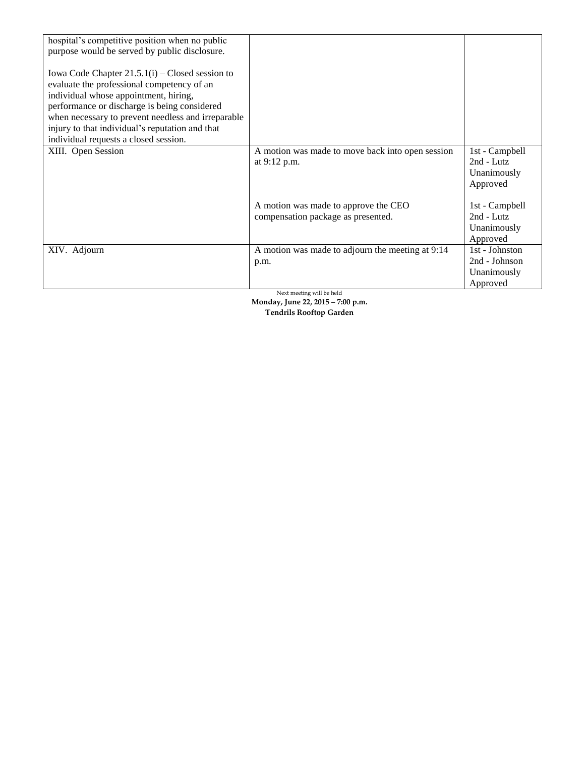| | | |
|---|---|---|
| hospital's competitive position when no public purpose would be served by public disclosure.<br><br>Iowa Code Chapter 21.5.1(i) – Closed session to evaluate the professional competency of an individual whose appointment, hiring, performance or discharge is being considered when necessary to prevent needless and irreparable injury to that individual's reputation and that individual requests a closed session. | | |
| XIII. Open Session | A motion was made to move back into open session at 9:12 p.m.<br><br>A motion was made to approve the CEO compensation package as presented. | 1st - Campbell<br>2nd - Lutz<br>Unanimously Approved<br><br>1st - Campbell<br>2nd - Lutz<br>Unanimously Approved |
| XIV. Adjourn | A motion was made to adjourn the meeting at 9:14 p.m. | 1st - Johnston<br>2nd - Johnson<br>Unanimously Approved |

Next meeting will be held

**Monday, June 22, 2015 – 7:00 p.m.**

**Tendrils Rooftop Garden**